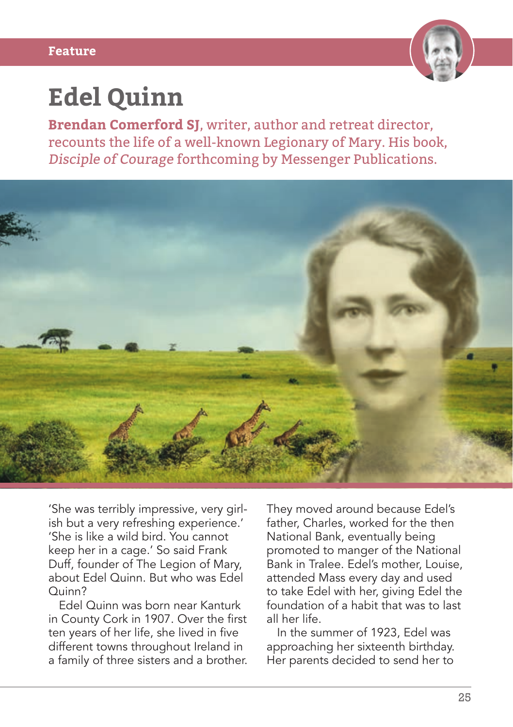Feature

# Edel Quinn

**Brendan Comerford SJ**, writer, author and retreat director, recounts the life of a well-known Legionary of Mary. His book, *Disciple of Courage* forthcoming by Messenger Publications.

'She was terribly impressive, very girl-ish but a very refreshing experience.' 'She is like a wild bird. You cannot keep her in a cage.' So said Frank Duff, founder of The Legion of Mary, about Edel Quinn. But who was Edel Quinn?

Edel Quinn was born near Kanturk in County Cork in 1907. Over the first ten years of her life, she lived in five different towns throughout Ireland in a family of three sisters and a brother. They moved around because Edel's father, Charles, worked for the then National Bank, eventually being promoted to manger of the National Bank in Tralee. Edel's mother, Louise, attended Mass every day and used to take Edel with her, giving Edel the foundation of a habit that was to last all her life.

In the summer of 1923, Edel was approaching her sixteenth birthday. Her parents decided to send her to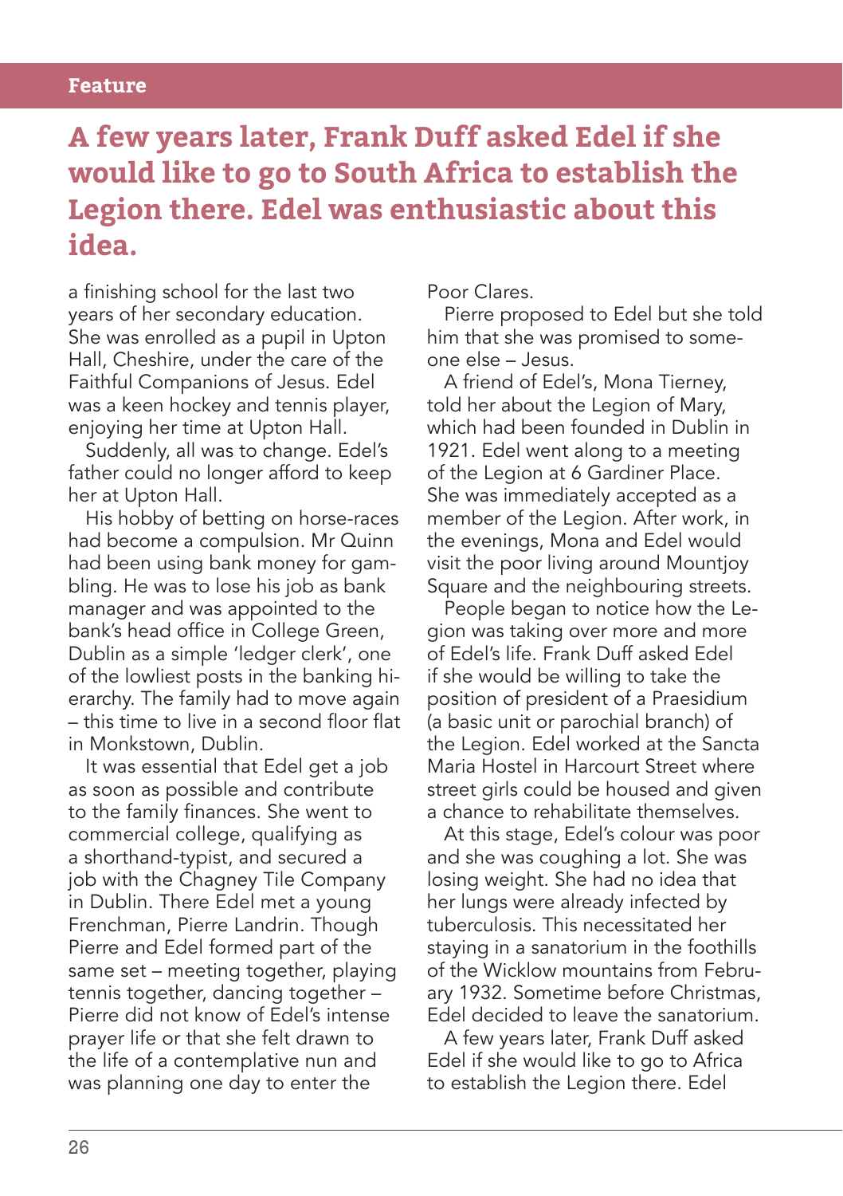**A few years later, Frank Duff asked Edel if she would like to go to South Africa to establish the Legion there. Edel was enthusiastic about this idea.**

a finishing school for the last two years of her secondary education. She was enrolled as a pupil in Upton Hall, Cheshire, under the care of the Faithful Companions of Jesus. Edel was a keen hockey and tennis player, enjoying her time at Upton Hall.

Suddenly, all was to change. Edel's father could no longer afford to keep her at Upton Hall.

His hobby of betting on horse-races had become a compulsion. Mr Quinn had been using bank money for gambling. He was to lose his job as bank manager and was appointed to the bank's head office in College Green, Dublin as a simple 'ledger clerk', one of the lowliest posts in the banking hierarchy. The family had to move again – this time to live in a second floor flat in Monkstown, Dublin.

It was essential that Edel get a job as soon as possible and contribute to the family finances. She went to commercial college, qualifying as a shorthand-typist, and secured a job with the Chagney Tile Company in Dublin. There Edel met a young Frenchman, Pierre Landrin. Though Pierre and Edel formed part of the same set – meeting together, playing tennis together, dancing together – Pierre did not know of Edel's intense prayer life or that she felt drawn to the life of a contemplative nun and was planning one day to enter the Poor Clares.

Pierre proposed to Edel but she told him that she was promised to someone else – Jesus.

A friend of Edel's, Mona Tierney, told her about the Legion of Mary, which had been founded in Dublin in 1921. Edel went along to a meeting of the Legion at 6 Gardiner Place. She was immediately accepted as a member of the Legion. After work, in the evenings, Mona and Edel would visit the poor living around Mountjoy Square and the neighbouring streets.

People began to notice how the Legion was taking over more and more of Edel's life. Frank Duff asked Edel if she would be willing to take the position of president of a Praesidium (a basic unit or parochial branch) of the Legion. Edel worked at the Sancta Maria Hostel in Harcourt Street where street girls could be housed and given a chance to rehabilitate themselves.

At this stage, Edel's colour was poor and she was coughing a lot. She was losing weight. She had no idea that her lungs were already infected by tuberculosis. This necessitated her staying in a sanatorium in the foothills of the Wicklow mountains from February 1932. Sometime before Christmas, Edel decided to leave the sanatorium.

A few years later, Frank Duff asked Edel if she would like to go to Africa to establish the Legion there. Edel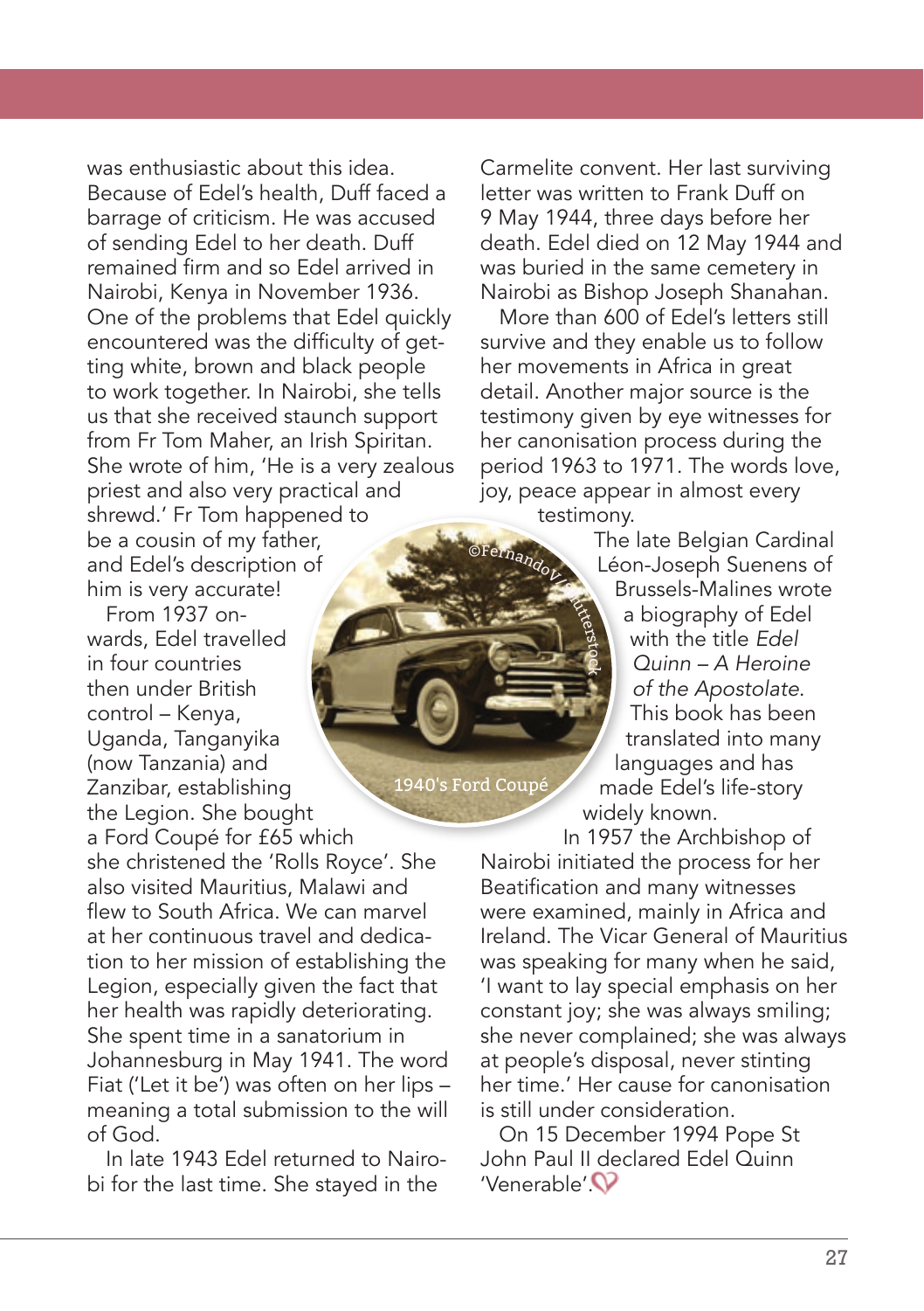was enthusiastic about this idea. Because of Edel's health, Duff faced a barrage of criticism. He was accused of sending Edel to her death. Duff remained firm and so Edel arrived in Nairobi, Kenya in November 1936. One of the problems that Edel quickly encountered was the difficulty of getting white, brown and black people to work together. In Nairobi, she tells us that she received staunch support from Fr Tom Maher, an Irish Spiritan. She wrote of him, 'He is a very zealous priest and also very practical and shrewd.' Fr Tom happened to be a cousin of my father, and Edel's description of him is very accurate!

From 1937 onwards, Edel travelled in four countries then under British control – Kenya, Uganda, Tanganyika (now Tanzania) and Zanzibar, establishing the Legion. She bought a Ford Coupé for £65 which she christened the 'Rolls Royce'. She also visited Mauritius, Malawi and flew to South Africa. We can marvel at her continuous travel and dedication to her mission of establishing the Legion, especially given the fact that her health was rapidly deteriorating. She spent time in a sanatorium in Johannesburg in May 1941. The word Fiat ('Let it be') was often on her lips – meaning a total submission to the will of God.

In late 1943 Edel returned to Nairobi for the last time. She stayed in the Carmelite convent. Her last surviving letter was written to Frank Duff on 9 May 1944, three days before her death. Edel died on 12 May 1944 and was buried in the same cemetery in Nairobi as Bishop Joseph Shanahan.

More than 600 of Edel's letters still survive and they enable us to follow her movements in Africa in great detail. Another major source is the testimony given by eye witnesses for her canonisation process during the period 1963 to 1971. The words love, joy, peace appear in almost every testimony.

©FernandoV/Shutterstock

1940's Ford Coupé

The late Belgian Cardinal Léon-Joseph Suenens of Brussels-Malines wrote a biography of Edel with the title *Edel Quinn – A Heroine of the Apostolate*. This book has been translated into many languages and has made Edel's life-story widely known.

In 1957 the Archbishop of Nairobi initiated the process for her Beatification and many witnesses were examined, mainly in Africa and Ireland. The Vicar General of Mauritius was speaking for many when he said, 'I want to lay special emphasis on her constant joy; she was always smiling; she never complained; she was always at people's disposal, never stinting her time.' Her cause for canonisation is still under consideration.

On 15 December 1994 Pope St John Paul II declared Edel Quinn 'Venerable'.